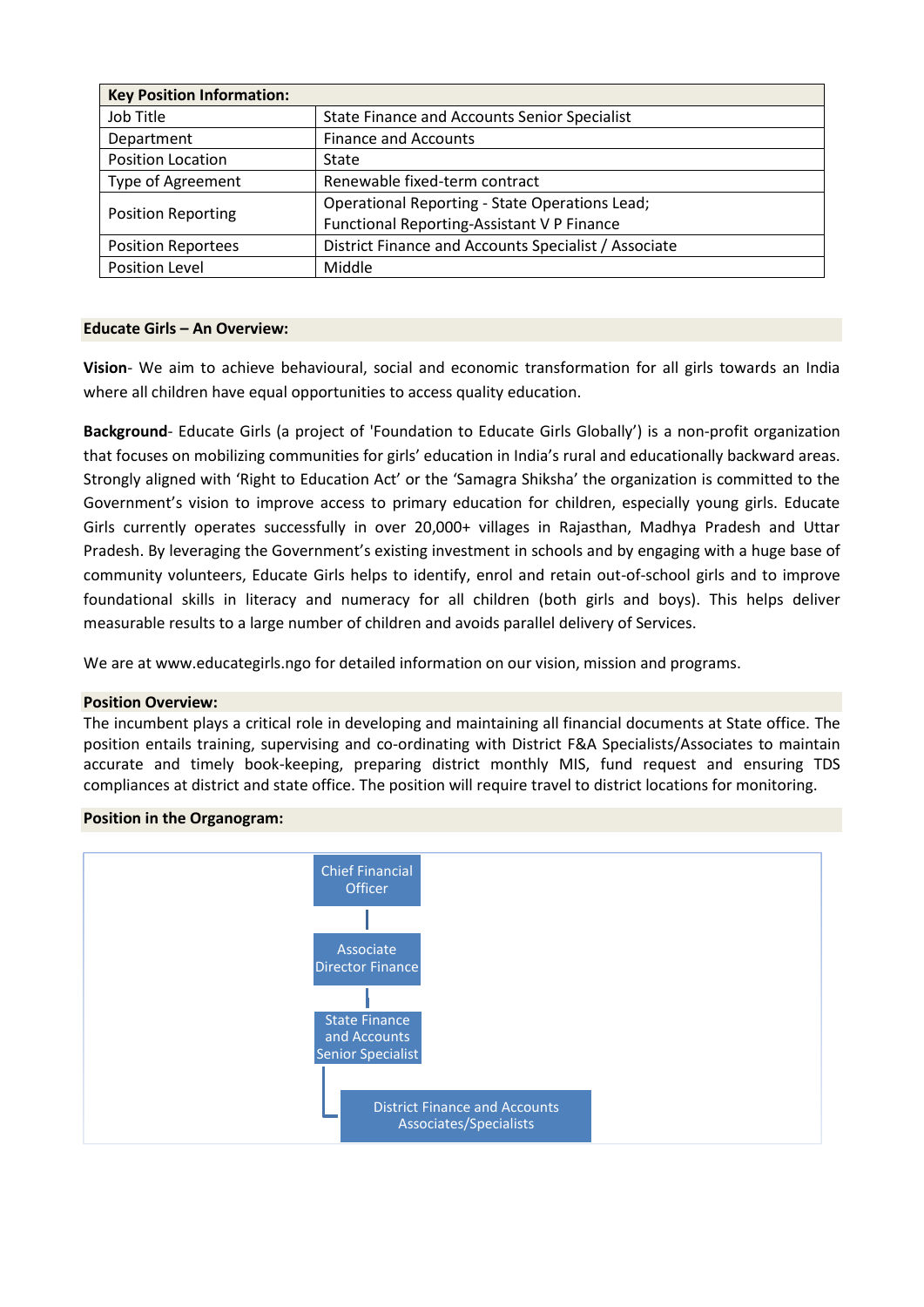| **Key Position Information:** | |
|---|---|
| Job Title | State Finance and Accounts Senior Specialist |
| Department | Finance and Accounts |
| Position Location | State |
| Type of Agreement | Renewable fixed-term contract |
| Position Reporting | Operational Reporting - State Operations Lead; Functional Reporting-Assistant V P Finance |
| Position Reportees | District Finance and Accounts Specialist / Associate |
| Position Level | Middle |

**Educate Girls – An Overview:**

**Vision**- We aim to achieve behavioural, social and economic transformation for all girls towards an India where all children have equal opportunities to access quality education.

**Background**- Educate Girls (a project of 'Foundation to Educate Girls Globally') is a non-profit organization that focuses on mobilizing communities for girls' education in India's rural and educationally backward areas. Strongly aligned with 'Right to Education Act' or the 'Samagra Shiksha' the organization is committed to the Government's vision to improve access to primary education for children, especially young girls. Educate Girls currently operates successfully in over 20,000+ villages in Rajasthan, Madhya Pradesh and Uttar Pradesh. By leveraging the Government's existing investment in schools and by engaging with a huge base of community volunteers, Educate Girls helps to identify, enrol and retain out-of-school girls and to improve foundational skills in literacy and numeracy for all children (both girls and boys). This helps deliver measurable results to a large number of children and avoids parallel delivery of Services.

We are at www.educategirls.ngo for detailed information on our vision, mission and programs.

**Position Overview:**

The incumbent plays a critical role in developing and maintaining all financial documents at State office. The position entails training, supervising and co-ordinating with District F&A Specialists/Associates to maintain accurate and timely book-keeping, preparing district monthly MIS, fund request and ensuring TDS compliances at district and state office. The position will require travel to district locations for monitoring.

**Position in the Organogram:**

Chief Financial Officer

Associate Director Finance

State Finance and Accounts Senior Specialist

District Finance and Accounts Associates/Specialists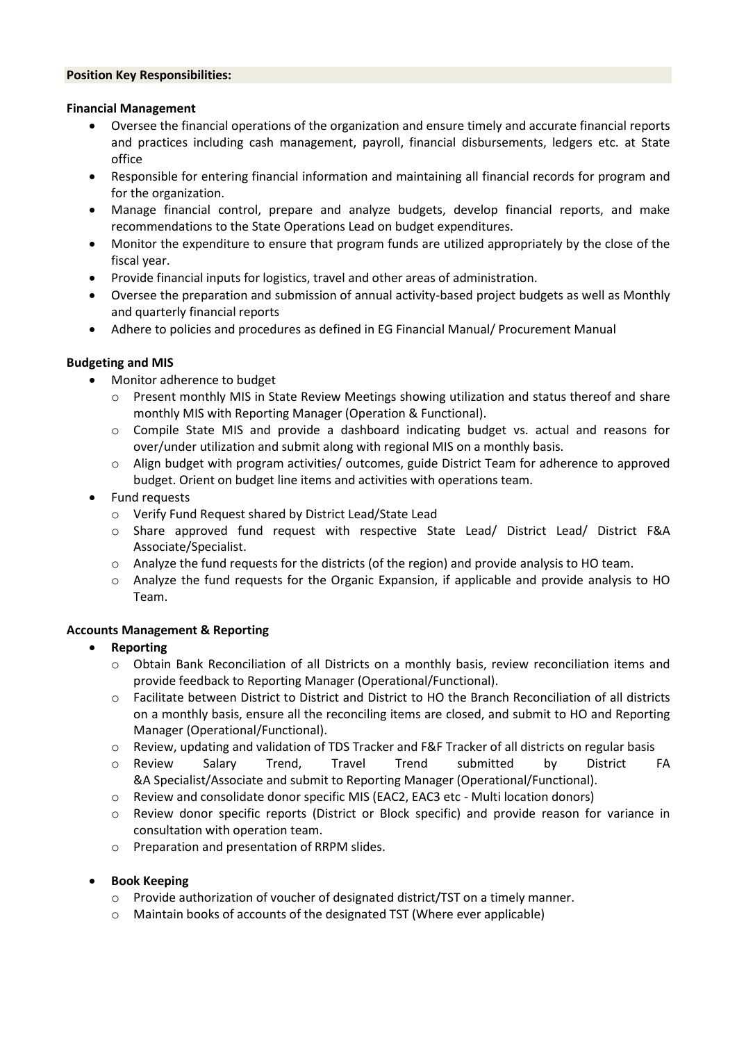**Position Key Responsibilities:**

**Financial Management**

- Oversee the financial operations of the organization and ensure timely and accurate financial reports and practices including cash management, payroll, financial disbursements, ledgers etc. at State office
- Responsible for entering financial information and maintaining all financial records for program and for the organization.
- Manage financial control, prepare and analyze budgets, develop financial reports, and make recommendations to the State Operations Lead on budget expenditures.
- Monitor the expenditure to ensure that program funds are utilized appropriately by the close of the fiscal year.
- Provide financial inputs for logistics, travel and other areas of administration.
- Oversee the preparation and submission of annual activity-based project budgets as well as Monthly and quarterly financial reports
- Adhere to policies and procedures as defined in EG Financial Manual/ Procurement Manual

**Budgeting and MIS**

- Monitor adherence to budget
  - Present monthly MIS in State Review Meetings showing utilization and status thereof and share monthly MIS with Reporting Manager (Operation & Functional).
  - Compile State MIS and provide a dashboard indicating budget vs. actual and reasons for over/under utilization and submit along with regional MIS on a monthly basis.
  - Align budget with program activities/ outcomes, guide District Team for adherence to approved budget. Orient on budget line items and activities with operations team.
- Fund requests
  - Verify Fund Request shared by District Lead/State Lead
  - Share approved fund request with respective State Lead/ District Lead/ District F&A Associate/Specialist.
  - Analyze the fund requests for the districts (of the region) and provide analysis to HO team.
  - Analyze the fund requests for the Organic Expansion, if applicable and provide analysis to HO Team.

**Accounts Management & Reporting**

- **Reporting**
  - Obtain Bank Reconciliation of all Districts on a monthly basis, review reconciliation items and provide feedback to Reporting Manager (Operational/Functional).
  - Facilitate between District to District and District to HO the Branch Reconciliation of all districts on a monthly basis, ensure all the reconciling items are closed, and submit to HO and Reporting Manager (Operational/Functional).
  - Review, updating and validation of TDS Tracker and F&F Tracker of all districts on regular basis
  - Review Salary Trend, Travel Trend submitted by District FA &A Specialist/Associate and submit to Reporting Manager (Operational/Functional).
  - Review and consolidate donor specific MIS (EAC2, EAC3 etc - Multi location donors)
  - Review donor specific reports (District or Block specific) and provide reason for variance in consultation with operation team.
  - Preparation and presentation of RRPM slides.

- **Book Keeping**
  - Provide authorization of voucher of designated district/TST on a timely manner.
  - Maintain books of accounts of the designated TST (Where ever applicable)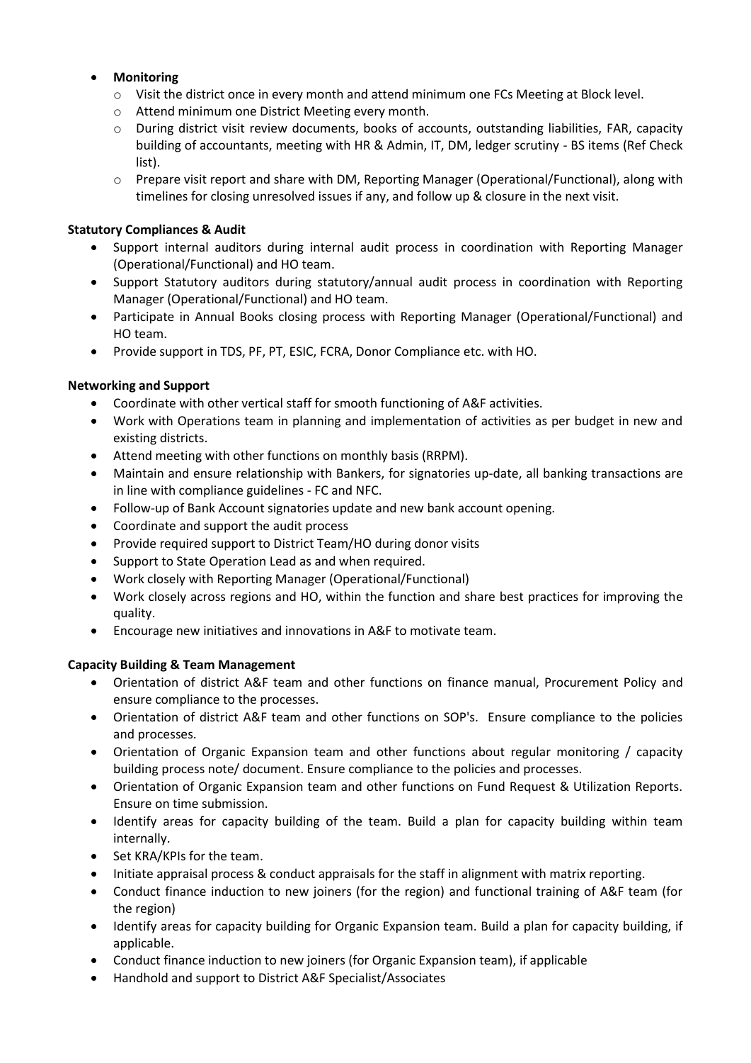- **Monitoring**
  - Visit the district once in every month and attend minimum one FCs Meeting at Block level.
  - Attend minimum one District Meeting every month.
  - During district visit review documents, books of accounts, outstanding liabilities, FAR, capacity building of accountants, meeting with HR & Admin, IT, DM, ledger scrutiny - BS items (Ref Check list).
  - Prepare visit report and share with DM, Reporting Manager (Operational/Functional), along with timelines for closing unresolved issues if any, and follow up & closure in the next visit.

**Statutory Compliances & Audit**

- Support internal auditors during internal audit process in coordination with Reporting Manager (Operational/Functional) and HO team.
- Support Statutory auditors during statutory/annual audit process in coordination with Reporting Manager (Operational/Functional) and HO team.
- Participate in Annual Books closing process with Reporting Manager (Operational/Functional) and HO team.
- Provide support in TDS, PF, PT, ESIC, FCRA, Donor Compliance etc. with HO.

**Networking and Support**

- Coordinate with other vertical staff for smooth functioning of A&F activities.
- Work with Operations team in planning and implementation of activities as per budget in new and existing districts.
- Attend meeting with other functions on monthly basis (RRPM).
- Maintain and ensure relationship with Bankers, for signatories up-date, all banking transactions are in line with compliance guidelines - FC and NFC.
- Follow-up of Bank Account signatories update and new bank account opening.
- Coordinate and support the audit process
- Provide required support to District Team/HO during donor visits
- Support to State Operation Lead as and when required.
- Work closely with Reporting Manager (Operational/Functional)
- Work closely across regions and HO, within the function and share best practices for improving the quality.
- Encourage new initiatives and innovations in A&F to motivate team.

**Capacity Building & Team Management**

- Orientation of district A&F team and other functions on finance manual, Procurement Policy and ensure compliance to the processes.
- Orientation of district A&F team and other functions on SOP's. Ensure compliance to the policies and processes.
- Orientation of Organic Expansion team and other functions about regular monitoring / capacity building process note/ document. Ensure compliance to the policies and processes.
- Orientation of Organic Expansion team and other functions on Fund Request & Utilization Reports. Ensure on time submission.
- Identify areas for capacity building of the team. Build a plan for capacity building within team internally.
- Set KRA/KPIs for the team.
- Initiate appraisal process & conduct appraisals for the staff in alignment with matrix reporting.
- Conduct finance induction to new joiners (for the region) and functional training of A&F team (for the region)
- Identify areas for capacity building for Organic Expansion team. Build a plan for capacity building, if applicable.
- Conduct finance induction to new joiners (for Organic Expansion team), if applicable
- Handhold and support to District A&F Specialist/Associates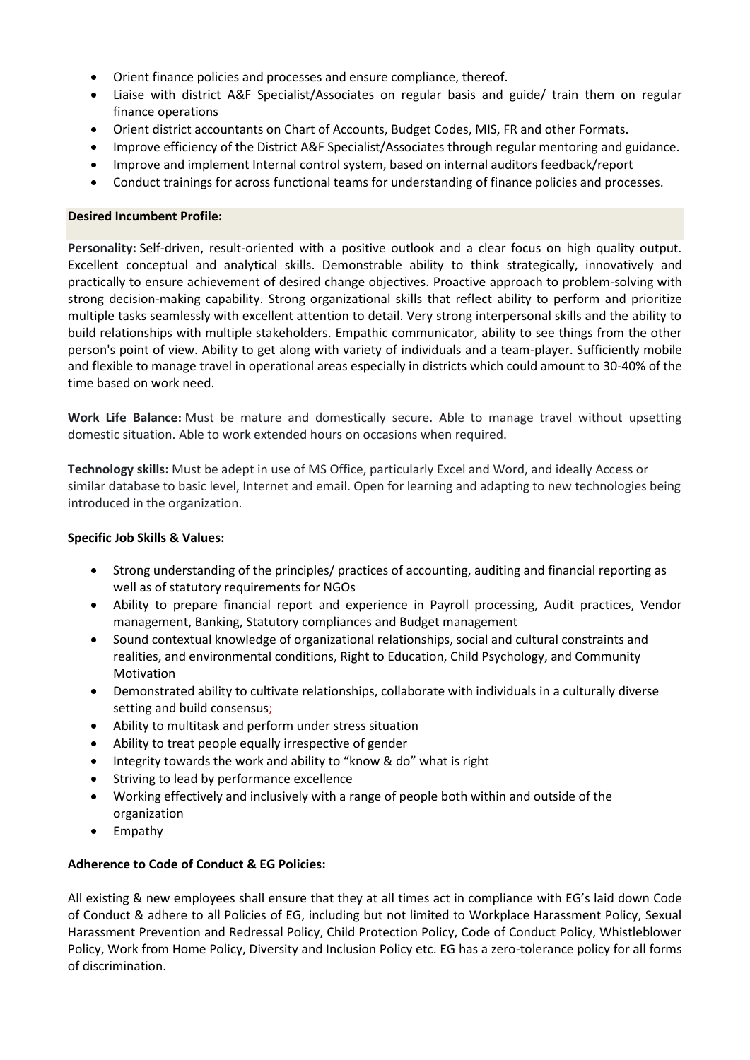- Orient finance policies and processes and ensure compliance, thereof.
- Liaise with district A&F Specialist/Associates on regular basis and guide/ train them on regular finance operations
- Orient district accountants on Chart of Accounts, Budget Codes, MIS, FR and other Formats.
- Improve efficiency of the District A&F Specialist/Associates through regular mentoring and guidance.
- Improve and implement Internal control system, based on internal auditors feedback/report
- Conduct trainings for across functional teams for understanding of finance policies and processes.

**Desired Incumbent Profile:**

**Personality:** Self-driven, result-oriented with a positive outlook and a clear focus on high quality output. Excellent conceptual and analytical skills. Demonstrable ability to think strategically, innovatively and practically to ensure achievement of desired change objectives. Proactive approach to problem-solving with strong decision-making capability. Strong organizational skills that reflect ability to perform and prioritize multiple tasks seamlessly with excellent attention to detail. Very strong interpersonal skills and the ability to build relationships with multiple stakeholders. Empathic communicator, ability to see things from the other person's point of view. Ability to get along with variety of individuals and a team-player. Sufficiently mobile and flexible to manage travel in operational areas especially in districts which could amount to 30-40% of the time based on work need.

**Work Life Balance:** Must be mature and domestically secure. Able to manage travel without upsetting domestic situation. Able to work extended hours on occasions when required.

**Technology skills:** Must be adept in use of MS Office, particularly Excel and Word, and ideally Access or similar database to basic level, Internet and email. Open for learning and adapting to new technologies being introduced in the organization.

**Specific Job Skills & Values:**

- Strong understanding of the principles/ practices of accounting, auditing and financial reporting as well as of statutory requirements for NGOs
- Ability to prepare financial report and experience in Payroll processing, Audit practices, Vendor management, Banking, Statutory compliances and Budget management
- Sound contextual knowledge of organizational relationships, social and cultural constraints and realities, and environmental conditions, Right to Education, Child Psychology, and Community Motivation
- Demonstrated ability to cultivate relationships, collaborate with individuals in a culturally diverse setting and build consensus;
- Ability to multitask and perform under stress situation
- Ability to treat people equally irrespective of gender
- Integrity towards the work and ability to "know & do" what is right
- Striving to lead by performance excellence
- Working effectively and inclusively with a range of people both within and outside of the organization
- Empathy

**Adherence to Code of Conduct & EG Policies:**

All existing & new employees shall ensure that they at all times act in compliance with EG's laid down Code of Conduct & adhere to all Policies of EG, including but not limited to Workplace Harassment Policy, Sexual Harassment Prevention and Redressal Policy, Child Protection Policy, Code of Conduct Policy, Whistleblower Policy, Work from Home Policy, Diversity and Inclusion Policy etc. EG has a zero-tolerance policy for all forms of discrimination.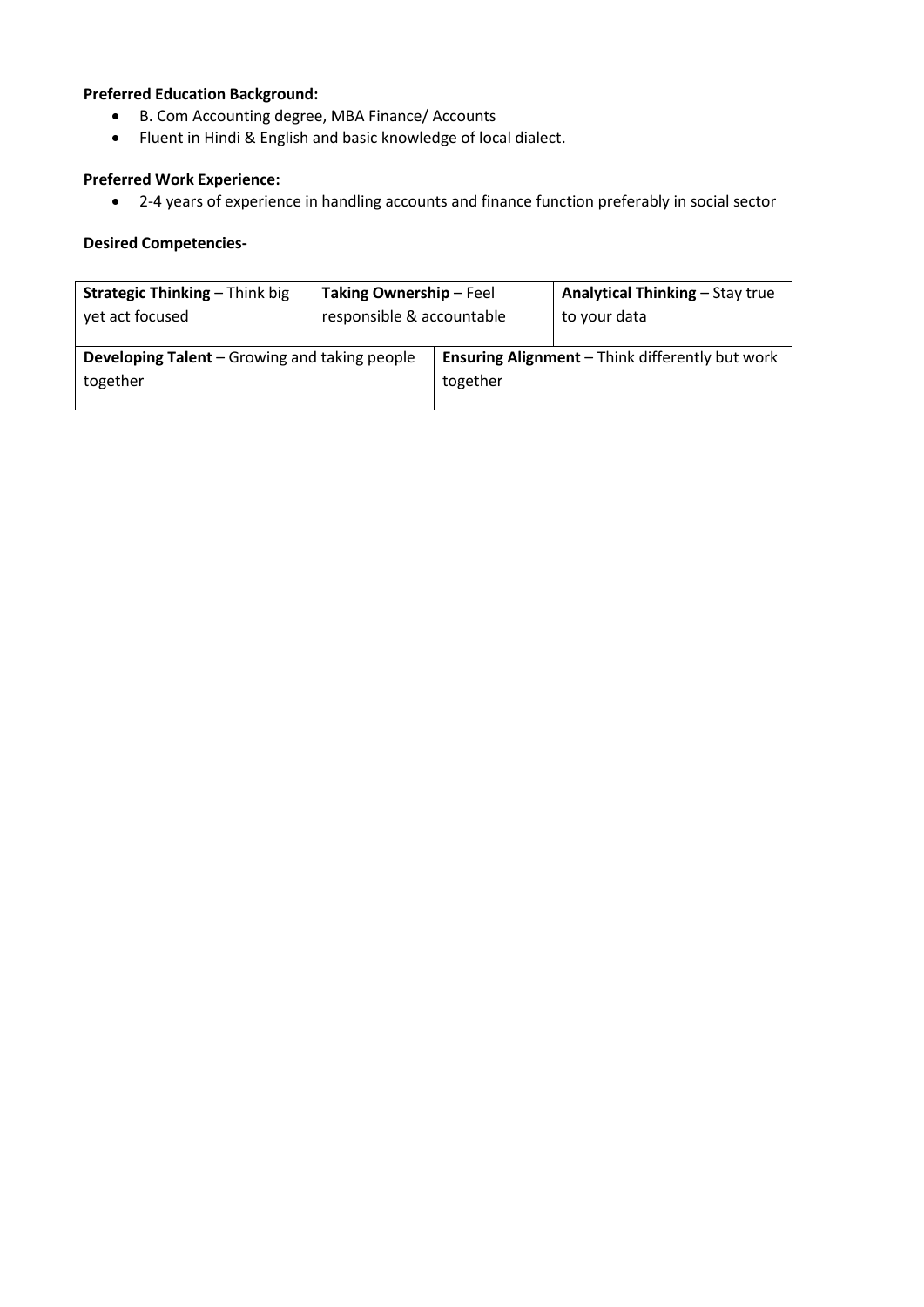**Preferred Education Background:**

- B. Com Accounting degree, MBA Finance/ Accounts
- Fluent in Hindi & English and basic knowledge of local dialect.

**Preferred Work Experience:**

- 2-4 years of experience in handling accounts and finance function preferably in social sector

**Desired Competencies-**

| | | |
|---|---|---|
| **Strategic Thinking** – Think big yet act focused | **Taking Ownership** – Feel responsible & accountable | **Analytical Thinking** – Stay true to your data |
| **Developing Talent** – Growing and taking people together | | **Ensuring Alignment** – Think differently but work together |